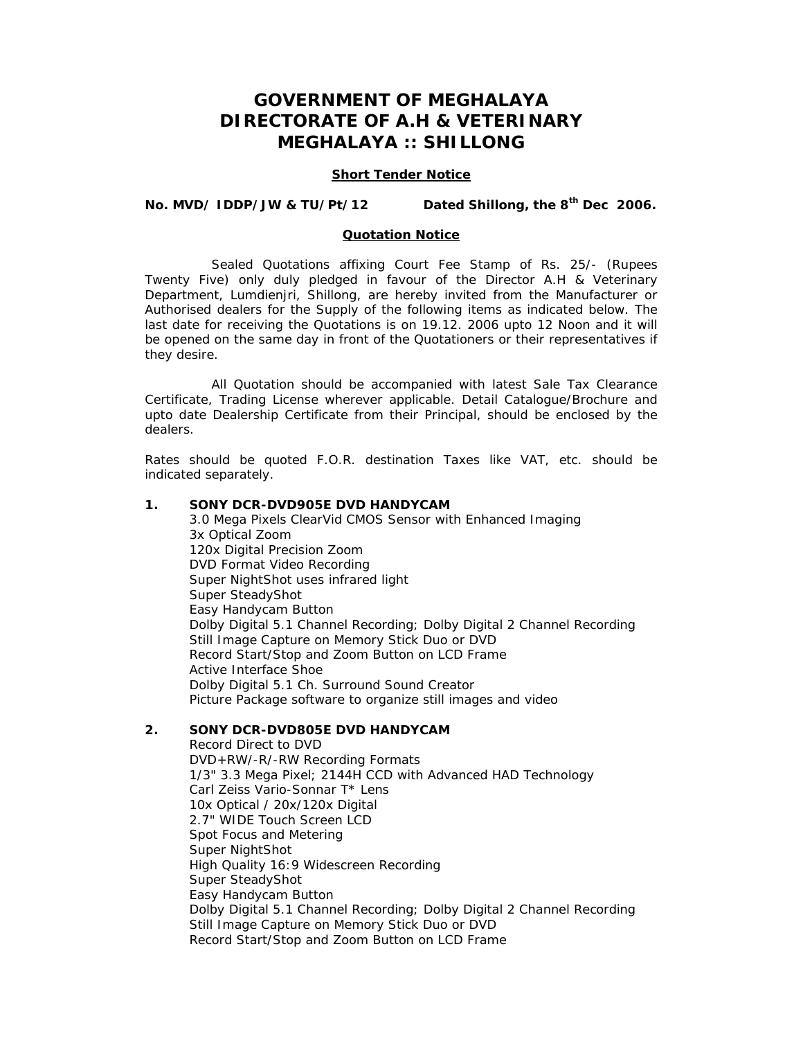# GOVERNMENT OF MEGHALAYA
# DIRECTORATE OF A.H & VETERINARY
# MEGHALAYA :: SHILLONG

**Short Tender Notice**

**No. MVD/ IDDP/JW & TU/Pt/12 Dated Shillong, the 8th Dec 2006.**

**Quotation Notice**

Sealed Quotations affixing Court Fee Stamp of Rs. 25/- (Rupees Twenty Five) only duly pledged in favour of the Director A.H & Veterinary Department, Lumdienjri, Shillong, are hereby invited from the Manufacturer or Authorised dealers for the Supply of the following items as indicated below. The last date for receiving the Quotations is on 19.12. 2006 upto 12 Noon and it will be opened on the same day in front of the Quotationers or their representatives if they desire.

All Quotation should be accompanied with latest Sale Tax Clearance Certificate, Trading License wherever applicable. Detail Catalogue/Brochure and upto date Dealership Certificate from their Principal, should be enclosed by the dealers.

Rates should be quoted F.O.R. destination Taxes like VAT, etc. should be indicated separately.

**1. SONY DCR-DVD905E DVD HANDYCAM**

3.0 Mega Pixels ClearVid CMOS Sensor with Enhanced Imaging
3x Optical Zoom
120x Digital Precision Zoom
DVD Format Video Recording
Super NightShot uses infrared light
Super SteadyShot
Easy Handycam Button
Dolby Digital 5.1 Channel Recording; Dolby Digital 2 Channel Recording
Still Image Capture on Memory Stick Duo or DVD
Record Start/Stop and Zoom Button on LCD Frame
Active Interface Shoe
Dolby Digital 5.1 Ch. Surround Sound Creator
Picture Package software to organize still images and video

**2. SONY DCR-DVD805E DVD HANDYCAM**

Record Direct to DVD
DVD+RW/-R/-RW Recording Formats
1/3" 3.3 Mega Pixel; 2144H CCD with Advanced HAD Technology
Carl Zeiss Vario-Sonnar T* Lens
10x Optical / 20x/120x Digital
2.7" WIDE Touch Screen LCD
Spot Focus and Metering
Super NightShot
High Quality 16:9 Widescreen Recording
Super SteadyShot
Easy Handycam Button
Dolby Digital 5.1 Channel Recording; Dolby Digital 2 Channel Recording
Still Image Capture on Memory Stick Duo or DVD
Record Start/Stop and Zoom Button on LCD Frame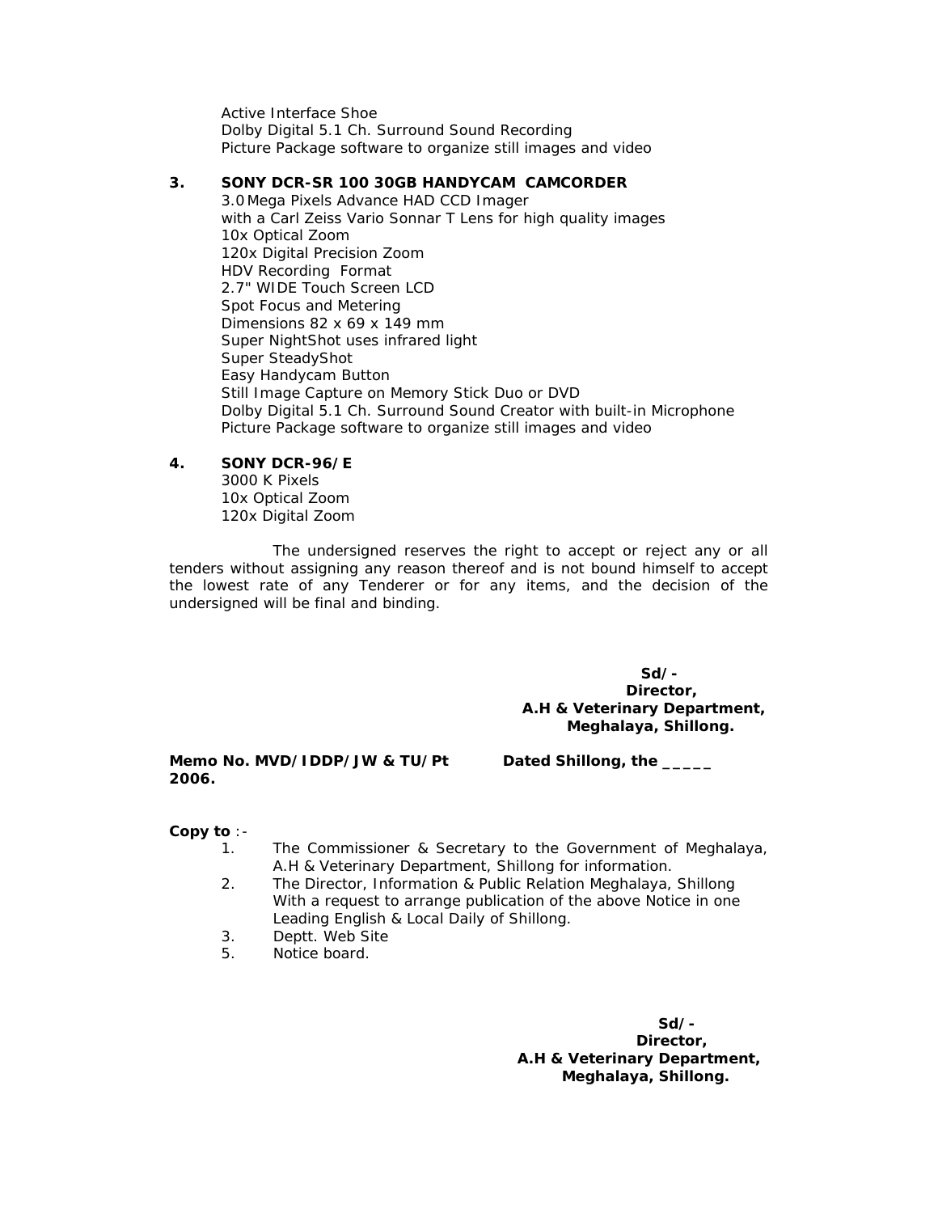Active Interface Shoe
Dolby Digital 5.1 Ch. Surround Sound Recording
Picture Package software to organize still images and video

**3. SONY DCR-SR 100 30GB HANDYCAM CAMCORDER**

3.0 Mega Pixels Advance HAD CCD Imager
with a Carl Zeiss Vario Sonnar T Lens for high quality images
10x Optical Zoom
120x Digital Precision Zoom
HDV Recording Format
2.7" WIDE Touch Screen LCD
Spot Focus and Metering
Dimensions 82 x 69 x 149 mm
Super NightShot uses infrared light
Super SteadyShot
Easy Handycam Button
Still Image Capture on Memory Stick Duo or DVD
Dolby Digital 5.1 Ch. Surround Sound Creator with built-in Microphone
Picture Package software to organize still images and video

**4. SONY DCR-96/E**

3000 K Pixels
10x Optical Zoom
120x Digital Zoom

The undersigned reserves the right to accept or reject any or all tenders without assigning any reason thereof and is not bound himself to accept the lowest rate of any Tenderer or for any items, and the decision of the undersigned will be final and binding.

**Sd/-**
**Director,**
**A.H & Veterinary Department,**
**Meghalaya, Shillong.**

**Memo No. MVD/IDDP/JW & TU/Pt** **Dated Shillong, the _____ 2006.**

**Copy to** :-

1. The Commissioner & Secretary to the Government of Meghalaya, A.H & Veterinary Department, Shillong for information.
2. The Director, Information & Public Relation Meghalaya, Shillong With a request to arrange publication of the above Notice in one Leading English & Local Daily of Shillong.
3. Deptt. Web Site
5. Notice board.

**Sd/-**
**Director,**
**A.H & Veterinary Department,**
**Meghalaya, Shillong.**